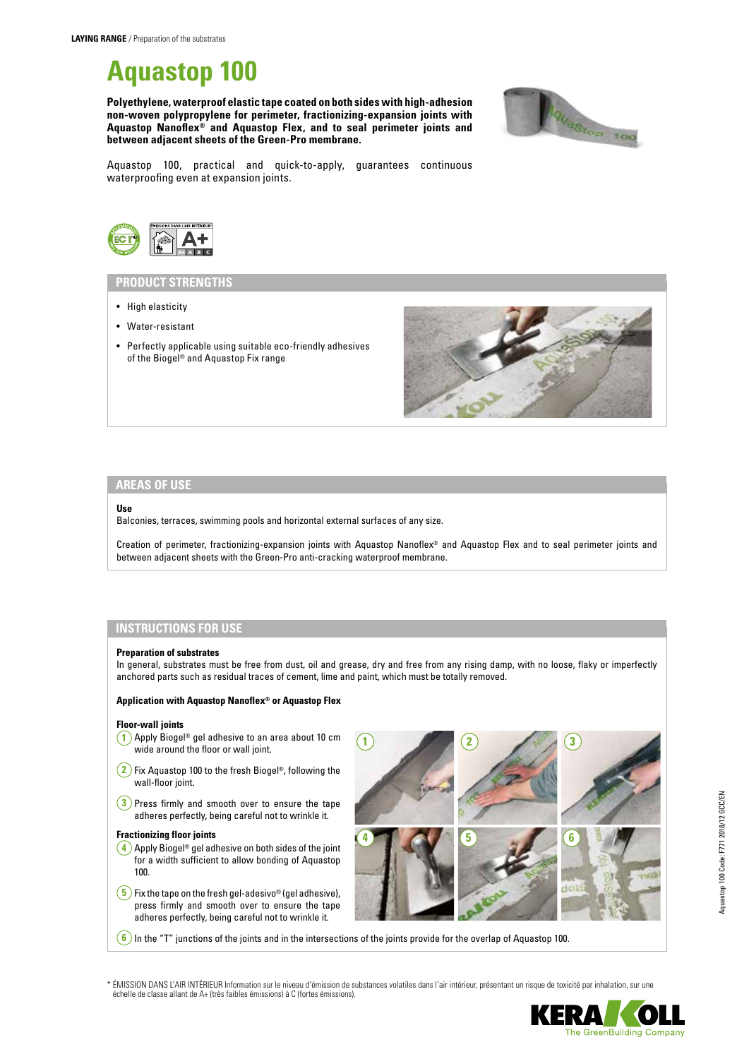**LAYING RANGE** / Preparation of the substrates

# Aquastop 100

**Polyethylene, waterproof elastic tape coated on both sides with high-adhesion non-woven polypropylene for perimeter, fractionizing-expansion joints with Aquastop Nanoflex® and Aquastop Flex, and to seal perimeter joints and between adjacent sheets of the Green-Pro membrane.**

Aquastop 100, practical and quick-to-apply, guarantees continuous waterproofing even at expansion joints.

## PRODUCT STRENGTHS

- High elasticity
- Water-resistant
- Perfectly applicable using suitable eco-friendly adhesives of the Biogel® and Aquastop Fix range

## AREAS OF USE

**Use**

Balconies, terraces, swimming pools and horizontal external surfaces of any size.

Creation of perimeter, fractionizing-expansion joints with Aquastop Nanoflex® and Aquastop Flex and to seal perimeter joints and between adjacent sheets with the Green-Pro anti-cracking waterproof membrane.

## INSTRUCTIONS FOR USE

**Preparation of substrates**

In general, substrates must be free from dust, oil and grease, dry and free from any rising damp, with no loose, flaky or imperfectly anchored parts such as residual traces of cement, lime and paint, which must be totally removed.

**Application with Aquastop Nanoflex® or Aquastop Flex**

**Floor-wall joints**

1) Apply Biogel® gel adhesive to an area about 10 cm wide around the floor or wall joint.

2) Fix Aquastop 100 to the fresh Biogel®, following the wall-floor joint.

3) Press firmly and smooth over to ensure the tape adheres perfectly, being careful not to wrinkle it.

**Fractionizing floor joints**

4) Apply Biogel® gel adhesive on both sides of the joint for a width sufficient to allow bonding of Aquastop 100.

5) Fix the tape on the fresh gel-adesivo® (gel adhesive), press firmly and smooth over to ensure the tape adheres perfectly, being careful not to wrinkle it.

6) In the "T" junctions of the joints and in the intersections of the joints provide for the overlap of Aquastop 100.

Aquastop 100 Code: F771 2018/12 GCC/EN

\* ÉMISSION DANS L'AIR INTÉRIEUR Information sur le niveau d'émission de substances volatiles dans l'air intérieur, présentant un risque de toxicité par inhalation, sur une échelle de classe allant de A+ (très faibles émissions) à C (fortes émissions).

KERAKOLL The GreenBuilding Company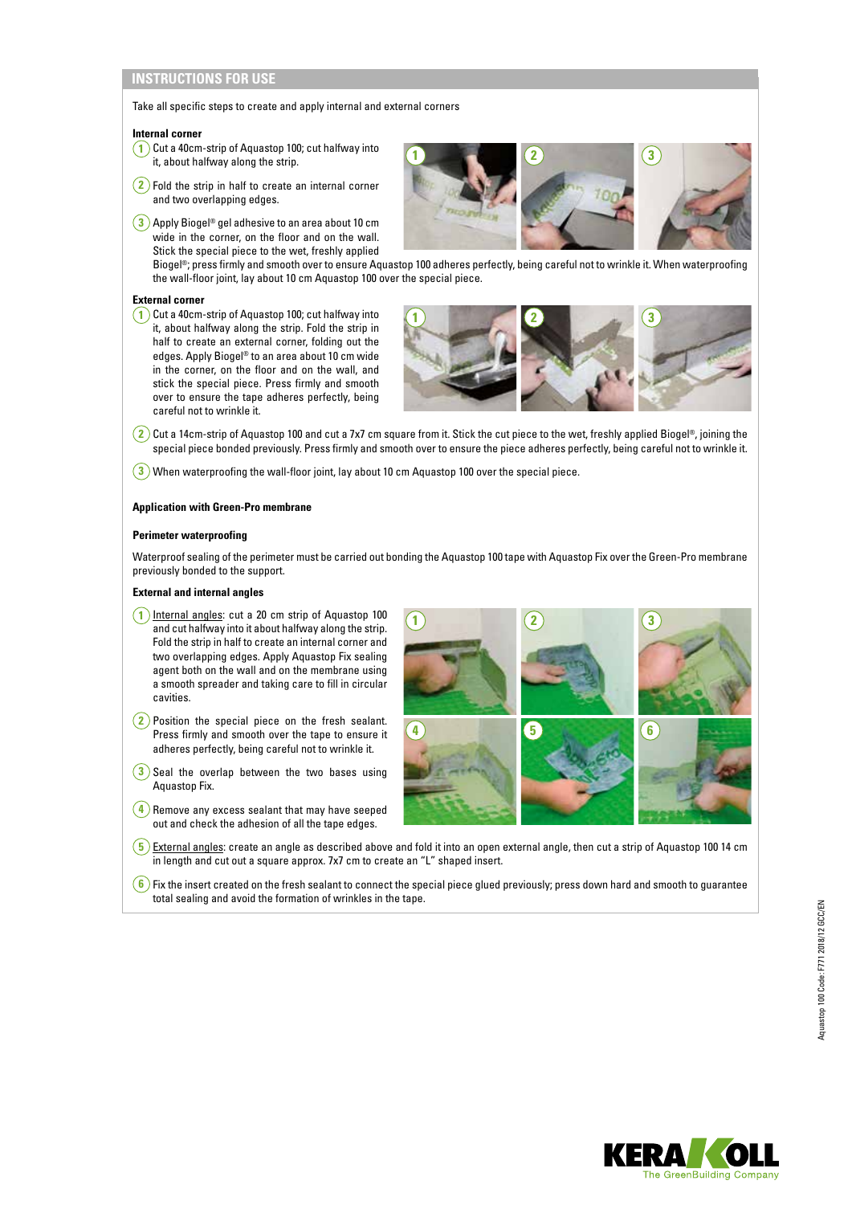## INSTRUCTIONS FOR USE

Take all specific steps to create and apply internal and external corners

**Internal corner**

1. Cut a 40cm-strip of Aquastop 100; cut halfway into it, about halfway along the strip.
2. Fold the strip in half to create an internal corner and two overlapping edges.
3. Apply Biogel® gel adhesive to an area about 10 cm wide in the corner, on the floor and on the wall. Stick the special piece to the wet, freshly applied Biogel®; press firmly and smooth over to ensure Aquastop 100 adheres perfectly, being careful not to wrinkle it. When waterproofing the wall-floor joint, lay about 10 cm Aquastop 100 over the special piece.

**External corner**

1. Cut a 40cm-strip of Aquastop 100; cut halfway into it, about halfway along the strip. Fold the strip in half to create an external corner, folding out the edges. Apply Biogel® to an area about 10 cm wide in the corner, on the floor and on the wall, and stick the special piece. Press firmly and smooth over to ensure the tape adheres perfectly, being careful not to wrinkle it.
2. Cut a 14cm-strip of Aquastop 100 and cut a 7x7 cm square from it. Stick the cut piece to the wet, freshly applied Biogel®, joining the special piece bonded previously. Press firmly and smooth over to ensure the piece adheres perfectly, being careful not to wrinkle it.
3. When waterproofing the wall-floor joint, lay about 10 cm Aquastop 100 over the special piece.

**Application with Green-Pro membrane**

**Perimeter waterproofing**

Waterproof sealing of the perimeter must be carried out bonding the Aquastop 100 tape with Aquastop Fix over the Green-Pro membrane previously bonded to the support.

**External and internal angles**

1. Internal angles: cut a 20 cm strip of Aquastop 100 and cut halfway into it about halfway along the strip. Fold the strip in half to create an internal corner and two overlapping edges. Apply Aquastop Fix sealing agent both on the wall and on the membrane using a smooth spreader and taking care to fill in circular cavities.
2. Position the special piece on the fresh sealant. Press firmly and smooth over the tape to ensure it adheres perfectly, being careful not to wrinkle it.
3. Seal the overlap between the two bases using Aquastop Fix.
4. Remove any excess sealant that may have seeped out and check the adhesion of all the tape edges.
5. External angles: create an angle as described above and fold it into an open external angle, then cut a strip of Aquastop 100 14 cm in length and cut out a square approx. 7x7 cm to create an "L" shaped insert.
6. Fix the insert created on the fresh sealant to connect the special piece glued previously; press down hard and smooth to guarantee total sealing and avoid the formation of wrinkles in the tape.

Aquastop 100 Code: F771 2018/12 GCC/EN

KERAKOLL
The GreenBuilding Company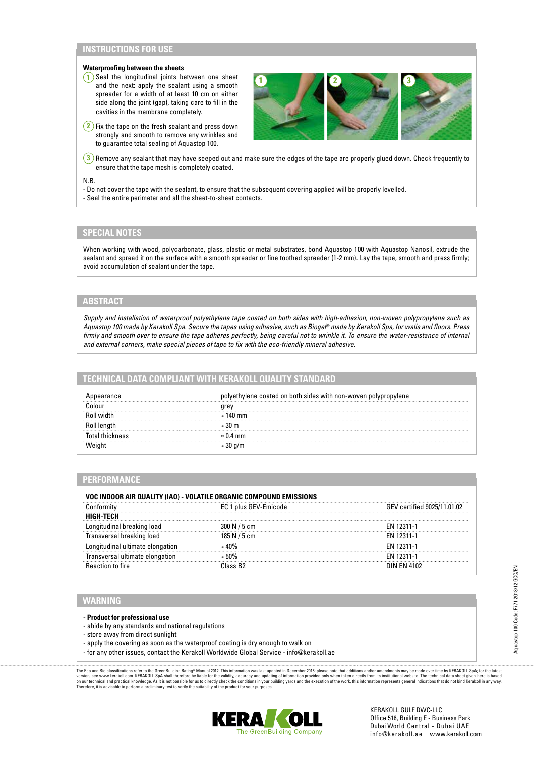## INSTRUCTIONS FOR USE

**Waterproofing between the sheets**

1. Seal the longitudinal joints between one sheet and the next: apply the sealant using a smooth spreader for a width of at least 10 cm on either side along the joint (gap), taking care to fill in the cavities in the membrane completely.
2. Fix the tape on the fresh sealant and press down strongly and smooth to remove any wrinkles and to guarantee total sealing of Aquastop 100.
3. Remove any sealant that may have seeped out and make sure the edges of the tape are properly glued down. Check frequently to ensure that the tape mesh is completely coated.

N.B.
- Do not cover the tape with the sealant, to ensure that the subsequent covering applied will be properly levelled.
- Seal the entire perimeter and all the sheet-to-sheet contacts.

## SPECIAL NOTES

When working with wood, polycarbonate, glass, plastic or metal substrates, bond Aquastop 100 with Aquastop Nanosil, extrude the sealant and spread it on the surface with a smooth spreader or fine toothed spreader (1-2 mm). Lay the tape, smooth and press firmly; avoid accumulation of sealant under the tape.

## ABSTRACT

*Supply and installation of waterproof polyethylene tape coated on both sides with high-adhesion, non-woven polypropylene such as Aquastop 100 made by Kerakoll Spa. Secure the tapes using adhesive, such as Biogel® made by Kerakoll Spa, for walls and floors. Press firmly and smooth over to ensure the tape adheres perfectly, being careful not to wrinkle it. To ensure the water-resistance of internal and external corners, make special pieces of tape to fix with the eco-friendly mineral adhesive.*

## TECHNICAL DATA COMPLIANT WITH KERAKOLL QUALITY STANDARD

| | |
|---|---|
| Appearance | polyethylene coated on both sides with non-woven polypropylene |
| Colour | grey |
| Roll width | ≈ 140 mm |
| Roll length | ≈ 30 m |
| Total thickness | ≈ 0.4 mm |
| Weight | ≈ 30 g/m |

## PERFORMANCE

| | | |
|---|---|---|
| **VOC INDOOR AIR QUALITY (IAQ) - VOLATILE ORGANIC COMPOUND EMISSIONS** | | |
| Conformity | EC 1 plus GEV-Emicode | GEV certified 9025/11.01.02 |
| **HIGH-TECH** | | |
| Longitudinal breaking load | 300 N / 5 cm | EN 12311-1 |
| Transversal breaking load | 185 N / 5 cm | EN 12311-1 |
| Longitudinal ultimate elongation | ≈ 40% | EN 12311-1 |
| Transversal ultimate elongation | ≈ 50% | EN 12311-1 |
| Reaction to fire | Class B2 | DIN EN 4102 |

## WARNING

- **Product for professional use**
- abide by any standards and national regulations
- store away from direct sunlight
- apply the covering as soon as the waterproof coating is dry enough to walk on
- for any other issues, contact the Kerakoll Worldwide Global Service - info@kerakoll.ae

The Eco and Bio classifications refer to the GreenBuilding Rating® Manual 2012. This information was last updated in December 2018; please note that additions and/or amendments may be made over time by KERAKOLL SpA; for the latest version, see www.kerakoll.com. KERAKOLL SpA shall therefore be liable for the validity, accuracy and updating of information provided only when taken directly from its institutional website. The technical data sheet given here is based on our technical and practical knowledge. As it is not possible for us to directly check the conditions in your building yards and the execution of the work, this information represents general indications that do not bind Kerakoll in any way. Therefore, it is advisable to perform a preliminary test to verify the suitability of the product for your purposes.

Aquastop 100 Code: F771 2018/12 GCC/EN

KERAKOLL The GreenBuilding Company

KERAKOLL GULF DWC-LLC
Office 516, Building E - Business Park
Dubai World Central - Dubai UAE
info@kerakoll.ae www.kerakoll.com